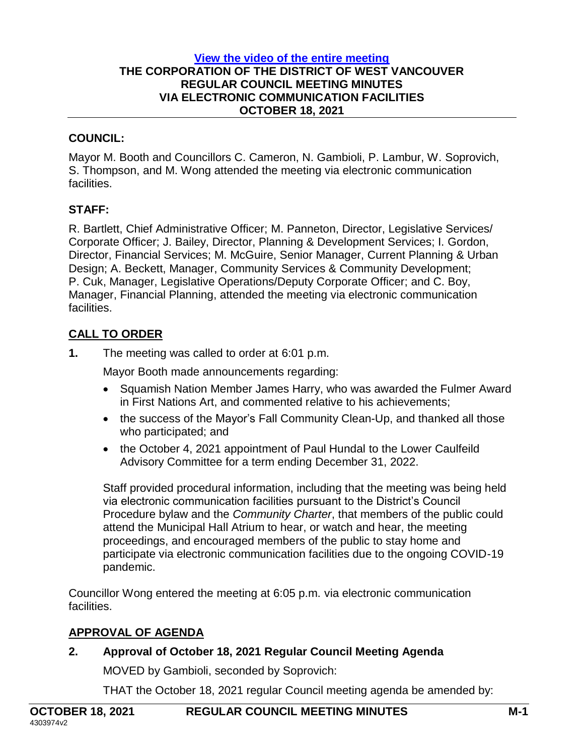[View the video of the entire meeting]

# THE CORPORATION OF THE DISTRICT OF WEST VANCOUVER
## REGULAR COUNCIL MEETING MINUTES
## VIA ELECTRONIC COMMUNICATION FACILITIES
## OCTOBER 18, 2021

**COUNCIL:**

Mayor M. Booth and Councillors C. Cameron, N. Gambioli, P. Lambur, W. Soprovich, S. Thompson, and M. Wong attended the meeting via electronic communication facilities.

**STAFF:**

R. Bartlett, Chief Administrative Officer; M. Panneton, Director, Legislative Services/ Corporate Officer; J. Bailey, Director, Planning & Development Services; I. Gordon, Director, Financial Services; M. McGuire, Senior Manager, Current Planning & Urban Design; A. Beckett, Manager, Community Services & Community Development; P. Cuk, Manager, Legislative Operations/Deputy Corporate Officer; and C. Boy, Manager, Financial Planning, attended the meeting via electronic communication facilities.

**CALL TO ORDER**

**1.** The meeting was called to order at 6:01 p.m.

Mayor Booth made announcements regarding:

- Squamish Nation Member James Harry, who was awarded the Fulmer Award in First Nations Art, and commented relative to his achievements;
- the success of the Mayor's Fall Community Clean-Up, and thanked all those who participated; and
- the October 4, 2021 appointment of Paul Hundal to the Lower Caulfeild Advisory Committee for a term ending December 31, 2022.

Staff provided procedural information, including that the meeting was being held via electronic communication facilities pursuant to the District's Council Procedure bylaw and the *Community Charter*, that members of the public could attend the Municipal Hall Atrium to hear, or watch and hear, the meeting proceedings, and encouraged members of the public to stay home and participate via electronic communication facilities due to the ongoing COVID-19 pandemic.

Councillor Wong entered the meeting at 6:05 p.m. via electronic communication facilities.

**APPROVAL OF AGENDA**

**2. Approval of October 18, 2021 Regular Council Meeting Agenda**

MOVED by Gambioli, seconded by Soprovich:

THAT the October 18, 2021 regular Council meeting agenda be amended by: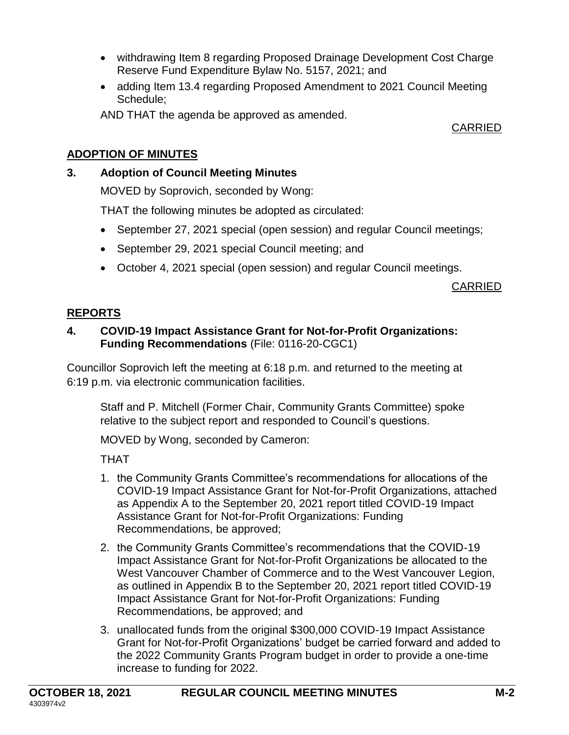- withdrawing Item 8 regarding Proposed Drainage Development Cost Charge Reserve Fund Expenditure Bylaw No. 5157, 2021; and
- adding Item 13.4 regarding Proposed Amendment to 2021 Council Meeting Schedule;

AND THAT the agenda be approved as amended.

CARRIED

## ADOPTION OF MINUTES

### 3. Adoption of Council Meeting Minutes

MOVED by Soprovich, seconded by Wong:

THAT the following minutes be adopted as circulated:

- September 27, 2021 special (open session) and regular Council meetings;
- September 29, 2021 special Council meeting; and
- October 4, 2021 special (open session) and regular Council meetings.

CARRIED

## REPORTS

### 4. COVID-19 Impact Assistance Grant for Not-for-Profit Organizations: Funding Recommendations (File: 0116-20-CGC1)

Councillor Soprovich left the meeting at 6:18 p.m. and returned to the meeting at 6:19 p.m. via electronic communication facilities.

Staff and P. Mitchell (Former Chair, Community Grants Committee) spoke relative to the subject report and responded to Council's questions.

MOVED by Wong, seconded by Cameron:

THAT

1. the Community Grants Committee's recommendations for allocations of the COVID-19 Impact Assistance Grant for Not-for-Profit Organizations, attached as Appendix A to the September 20, 2021 report titled COVID-19 Impact Assistance Grant for Not-for-Profit Organizations: Funding Recommendations, be approved;
2. the Community Grants Committee's recommendations that the COVID-19 Impact Assistance Grant for Not-for-Profit Organizations be allocated to the West Vancouver Chamber of Commerce and to the West Vancouver Legion, as outlined in Appendix B to the September 20, 2021 report titled COVID-19 Impact Assistance Grant for Not-for-Profit Organizations: Funding Recommendations, be approved; and
3. unallocated funds from the original $300,000 COVID-19 Impact Assistance Grant for Not-for-Profit Organizations' budget be carried forward and added to the 2022 Community Grants Program budget in order to provide a one-time increase to funding for 2022.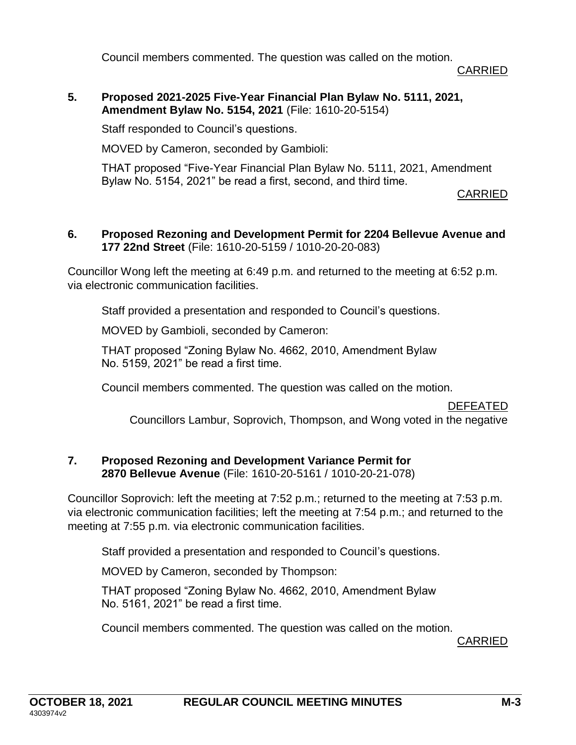Council members commented. The question was called on the motion.

CARRIED

**5. Proposed 2021-2025 Five-Year Financial Plan Bylaw No. 5111, 2021, Amendment Bylaw No. 5154, 2021** (File: 1610-20-5154)

Staff responded to Council's questions.

MOVED by Cameron, seconded by Gambioli:

THAT proposed "Five-Year Financial Plan Bylaw No. 5111, 2021, Amendment Bylaw No. 5154, 2021" be read a first, second, and third time.

CARRIED

**6. Proposed Rezoning and Development Permit for 2204 Bellevue Avenue and 177 22nd Street** (File: 1610-20-5159 / 1010-20-20-083)

Councillor Wong left the meeting at 6:49 p.m. and returned to the meeting at 6:52 p.m. via electronic communication facilities.

Staff provided a presentation and responded to Council's questions.

MOVED by Gambioli, seconded by Cameron:

THAT proposed "Zoning Bylaw No. 4662, 2010, Amendment Bylaw No. 5159, 2021" be read a first time.

Council members commented. The question was called on the motion.

DEFEATED

Councillors Lambur, Soprovich, Thompson, and Wong voted in the negative

**7. Proposed Rezoning and Development Variance Permit for 2870 Bellevue Avenue** (File: 1610-20-5161 / 1010-20-21-078)

Councillor Soprovich: left the meeting at 7:52 p.m.; returned to the meeting at 7:53 p.m. via electronic communication facilities; left the meeting at 7:54 p.m.; and returned to the meeting at 7:55 p.m. via electronic communication facilities.

Staff provided a presentation and responded to Council's questions.

MOVED by Cameron, seconded by Thompson:

THAT proposed "Zoning Bylaw No. 4662, 2010, Amendment Bylaw No. 5161, 2021" be read a first time.

Council members commented. The question was called on the motion.

CARRIED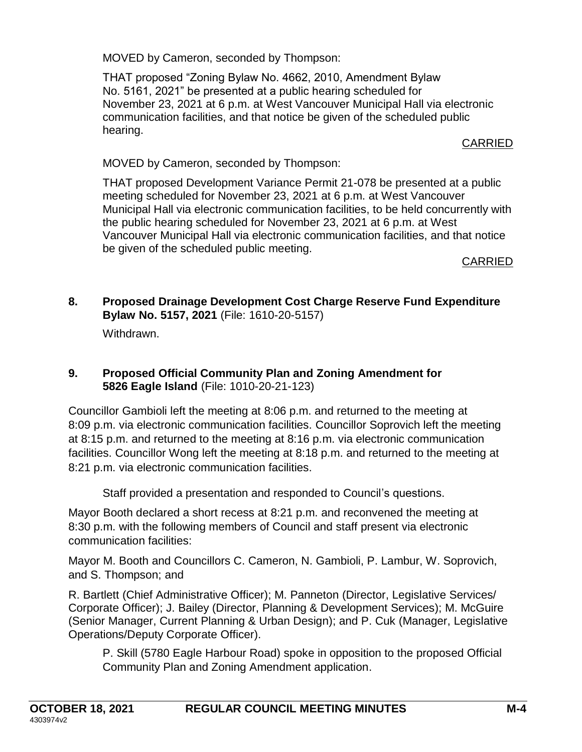MOVED by Cameron, seconded by Thompson:

THAT proposed "Zoning Bylaw No. 4662, 2010, Amendment Bylaw No. 5161, 2021" be presented at a public hearing scheduled for November 23, 2021 at 6 p.m. at West Vancouver Municipal Hall via electronic communication facilities, and that notice be given of the scheduled public hearing.

CARRIED

MOVED by Cameron, seconded by Thompson:

THAT proposed Development Variance Permit 21-078 be presented at a public meeting scheduled for November 23, 2021 at 6 p.m. at West Vancouver Municipal Hall via electronic communication facilities, to be held concurrently with the public hearing scheduled for November 23, 2021 at 6 p.m. at West Vancouver Municipal Hall via electronic communication facilities, and that notice be given of the scheduled public meeting.

CARRIED

**8. Proposed Drainage Development Cost Charge Reserve Fund Expenditure Bylaw No. 5157, 2021** (File: 1610-20-5157)

Withdrawn.

**9. Proposed Official Community Plan and Zoning Amendment for 5826 Eagle Island** (File: 1010-20-21-123)

Councillor Gambioli left the meeting at 8:06 p.m. and returned to the meeting at 8:09 p.m. via electronic communication facilities. Councillor Soprovich left the meeting at 8:15 p.m. and returned to the meeting at 8:16 p.m. via electronic communication facilities. Councillor Wong left the meeting at 8:18 p.m. and returned to the meeting at 8:21 p.m. via electronic communication facilities.

Staff provided a presentation and responded to Council's questions.

Mayor Booth declared a short recess at 8:21 p.m. and reconvened the meeting at 8:30 p.m. with the following members of Council and staff present via electronic communication facilities:

Mayor M. Booth and Councillors C. Cameron, N. Gambioli, P. Lambur, W. Soprovich, and S. Thompson; and

R. Bartlett (Chief Administrative Officer); M. Panneton (Director, Legislative Services/ Corporate Officer); J. Bailey (Director, Planning & Development Services); M. McGuire (Senior Manager, Current Planning & Urban Design); and P. Cuk (Manager, Legislative Operations/Deputy Corporate Officer).

P. Skill (5780 Eagle Harbour Road) spoke in opposition to the proposed Official Community Plan and Zoning Amendment application.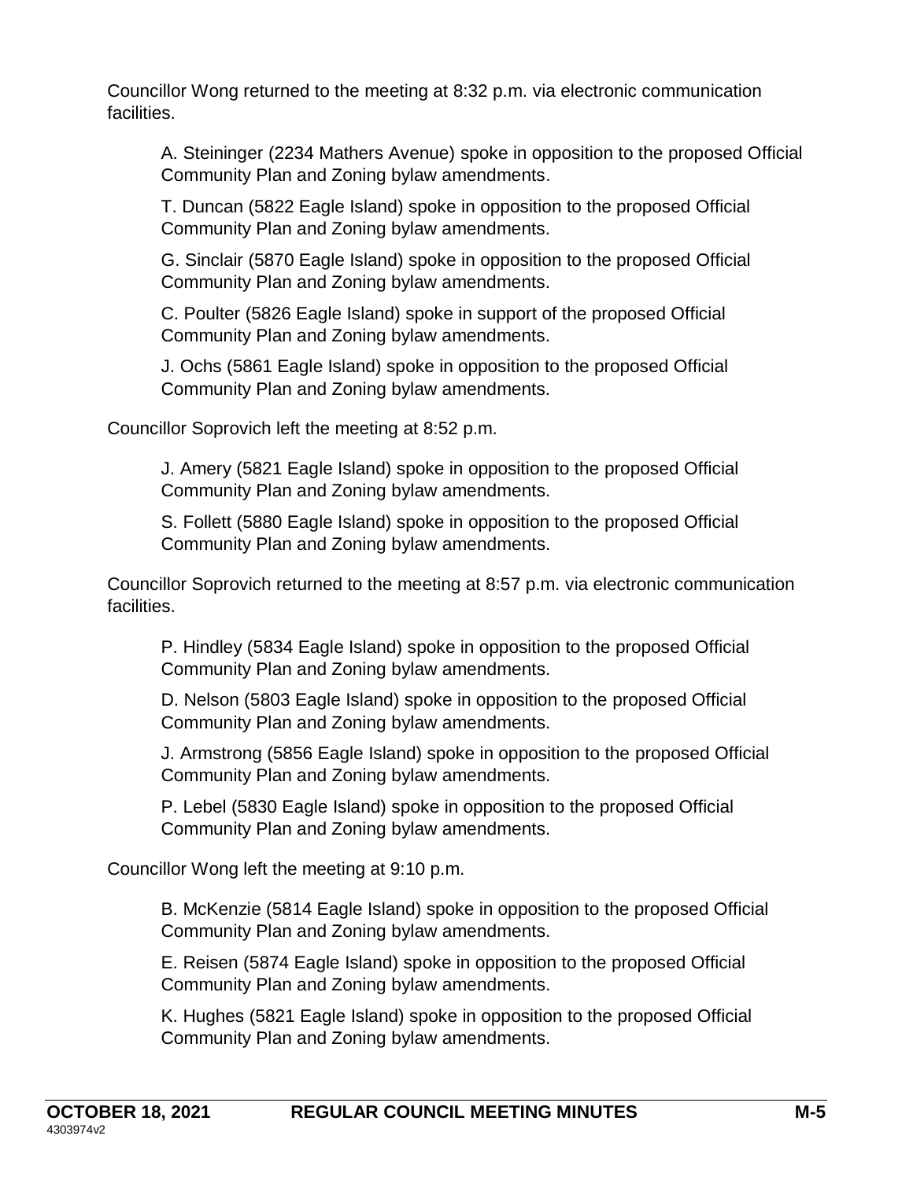Councillor Wong returned to the meeting at 8:32 p.m. via electronic communication facilities.

A. Steininger (2234 Mathers Avenue) spoke in opposition to the proposed Official Community Plan and Zoning bylaw amendments.

T. Duncan (5822 Eagle Island) spoke in opposition to the proposed Official Community Plan and Zoning bylaw amendments.

G. Sinclair (5870 Eagle Island) spoke in opposition to the proposed Official Community Plan and Zoning bylaw amendments.

C. Poulter (5826 Eagle Island) spoke in support of the proposed Official Community Plan and Zoning bylaw amendments.

J. Ochs (5861 Eagle Island) spoke in opposition to the proposed Official Community Plan and Zoning bylaw amendments.

Councillor Soprovich left the meeting at 8:52 p.m.

J. Amery (5821 Eagle Island) spoke in opposition to the proposed Official Community Plan and Zoning bylaw amendments.

S. Follett (5880 Eagle Island) spoke in opposition to the proposed Official Community Plan and Zoning bylaw amendments.

Councillor Soprovich returned to the meeting at 8:57 p.m. via electronic communication facilities.

P. Hindley (5834 Eagle Island) spoke in opposition to the proposed Official Community Plan and Zoning bylaw amendments.

D. Nelson (5803 Eagle Island) spoke in opposition to the proposed Official Community Plan and Zoning bylaw amendments.

J. Armstrong (5856 Eagle Island) spoke in opposition to the proposed Official Community Plan and Zoning bylaw amendments.

P. Lebel (5830 Eagle Island) spoke in opposition to the proposed Official Community Plan and Zoning bylaw amendments.

Councillor Wong left the meeting at 9:10 p.m.

B. McKenzie (5814 Eagle Island) spoke in opposition to the proposed Official Community Plan and Zoning bylaw amendments.

E. Reisen (5874 Eagle Island) spoke in opposition to the proposed Official Community Plan and Zoning bylaw amendments.

K. Hughes (5821 Eagle Island) spoke in opposition to the proposed Official Community Plan and Zoning bylaw amendments.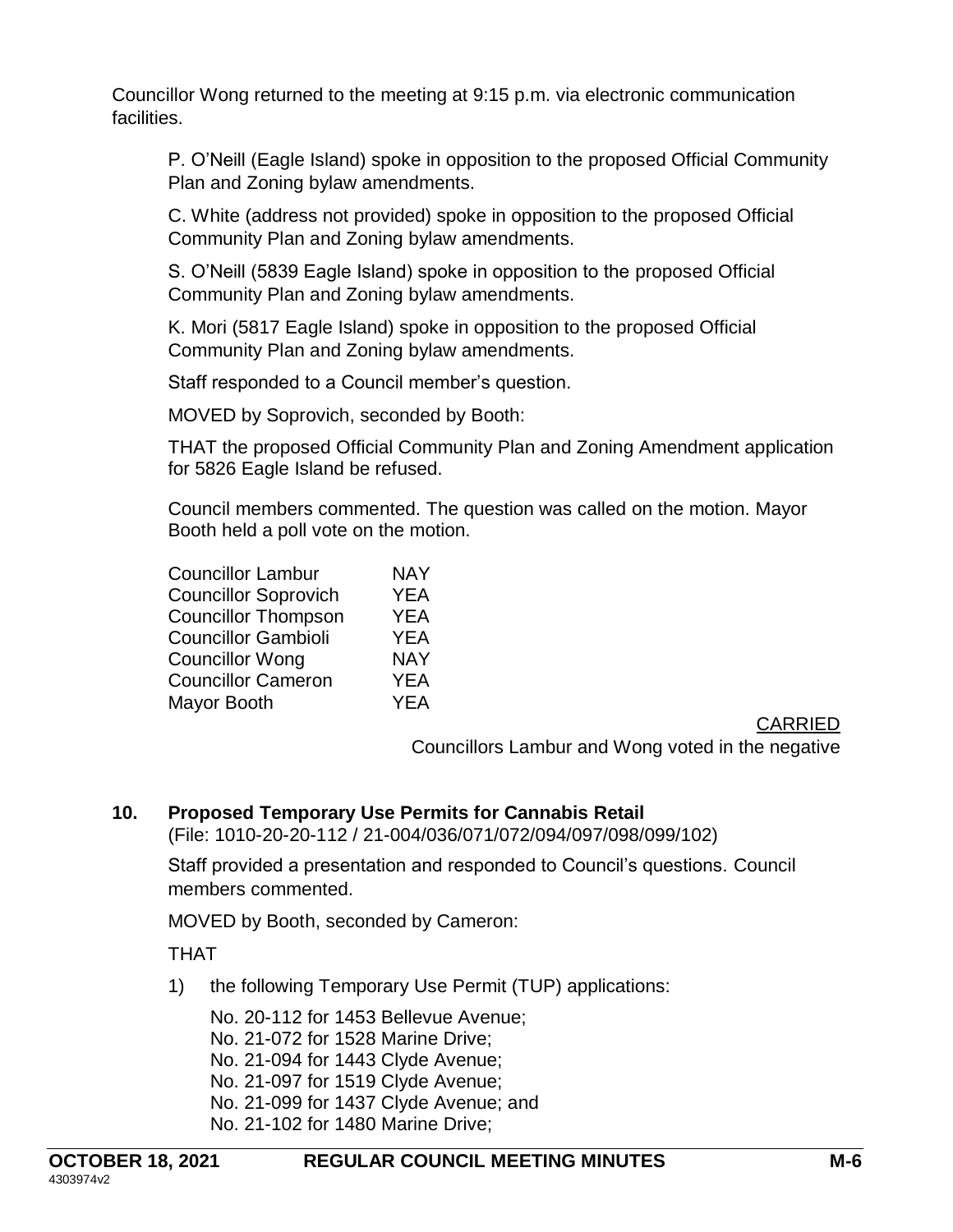Councillor Wong returned to the meeting at 9:15 p.m. via electronic communication facilities.

P. O'Neill (Eagle Island) spoke in opposition to the proposed Official Community Plan and Zoning bylaw amendments.

C. White (address not provided) spoke in opposition to the proposed Official Community Plan and Zoning bylaw amendments.

S. O'Neill (5839 Eagle Island) spoke in opposition to the proposed Official Community Plan and Zoning bylaw amendments.

K. Mori (5817 Eagle Island) spoke in opposition to the proposed Official Community Plan and Zoning bylaw amendments.

Staff responded to a Council member's question.

MOVED by Soprovich, seconded by Booth:

THAT the proposed Official Community Plan and Zoning Amendment application for 5826 Eagle Island be refused.

Council members commented. The question was called on the motion. Mayor Booth held a poll vote on the motion.

| | |
|---|---|
| Councillor Lambur | NAY |
| Councillor Soprovich | YEA |
| Councillor Thompson | YEA |
| Councillor Gambioli | YEA |
| Councillor Wong | NAY |
| Councillor Cameron | YEA |
| Mayor Booth | YEA |

CARRIED

Councillors Lambur and Wong voted in the negative

## 10. Proposed Temporary Use Permits for Cannabis Retail

(File: 1010-20-20-112 / 21-004/036/071/072/094/097/098/099/102)

Staff provided a presentation and responded to Council's questions. Council members commented.

MOVED by Booth, seconded by Cameron:

THAT

1) the following Temporary Use Permit (TUP) applications:

   No. 20-112 for 1453 Bellevue Avenue;
   No. 21-072 for 1528 Marine Drive;
   No. 21-094 for 1443 Clyde Avenue;
   No. 21-097 for 1519 Clyde Avenue;
   No. 21-099 for 1437 Clyde Avenue; and
   No. 21-102 for 1480 Marine Drive;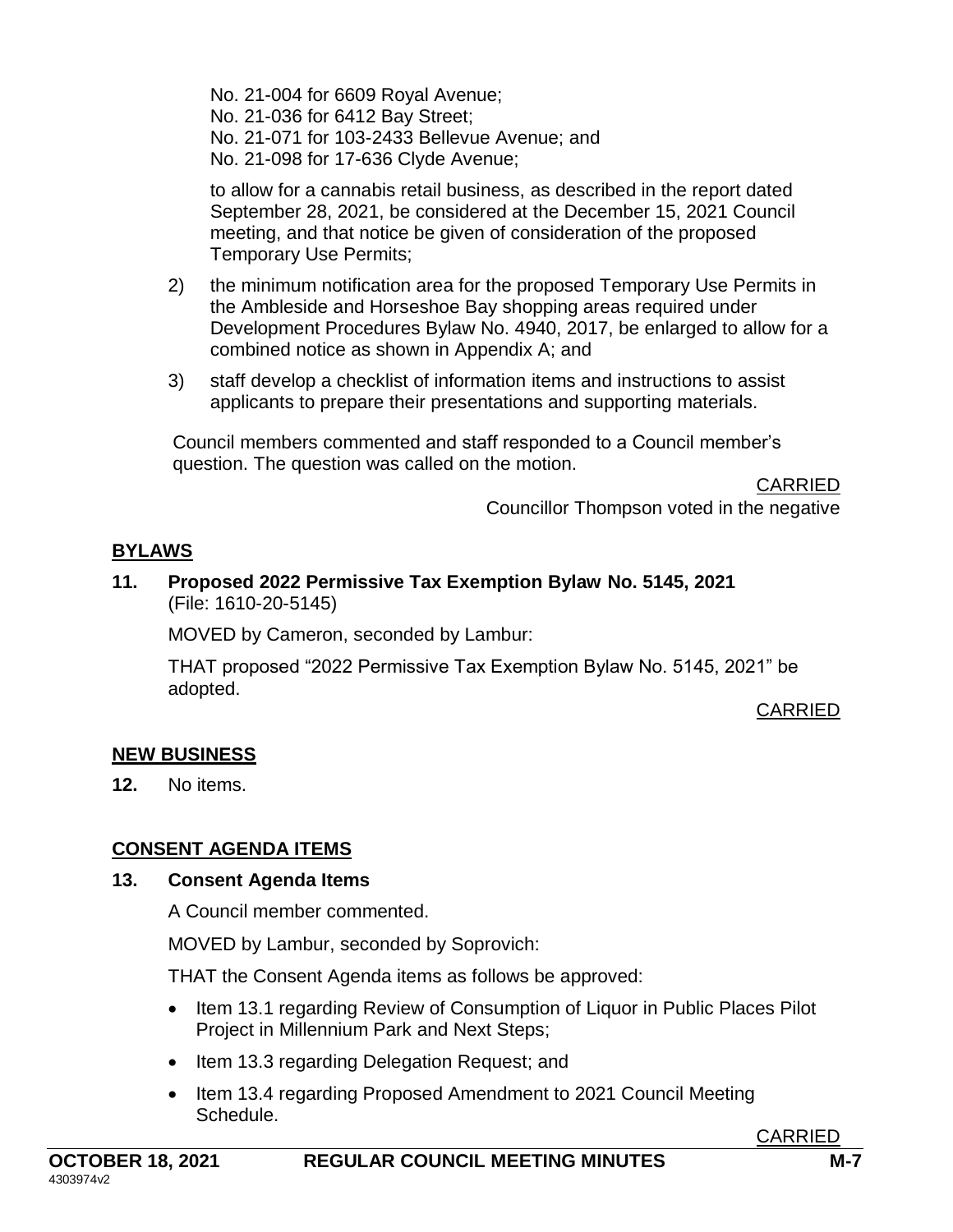No. 21-004 for 6609 Royal Avenue;
No. 21-036 for 6412 Bay Street;
No. 21-071 for 103-2433 Bellevue Avenue; and
No. 21-098 for 17-636 Clyde Avenue;

to allow for a cannabis retail business, as described in the report dated September 28, 2021, be considered at the December 15, 2021 Council meeting, and that notice be given of consideration of the proposed Temporary Use Permits;

2) the minimum notification area for the proposed Temporary Use Permits in the Ambleside and Horseshoe Bay shopping areas required under Development Procedures Bylaw No. 4940, 2017, be enlarged to allow for a combined notice as shown in Appendix A; and

3) staff develop a checklist of information items and instructions to assist applicants to prepare their presentations and supporting materials.

Council members commented and staff responded to a Council member's question. The question was called on the motion.

CARRIED
Councillor Thompson voted in the negative

## BYLAWS

### 11. Proposed 2022 Permissive Tax Exemption Bylaw No. 5145, 2021
(File: 1610-20-5145)

MOVED by Cameron, seconded by Lambur:

THAT proposed "2022 Permissive Tax Exemption Bylaw No. 5145, 2021" be adopted.

CARRIED

## NEW BUSINESS

**12.** No items.

## CONSENT AGENDA ITEMS

### 13. Consent Agenda Items

A Council member commented.

MOVED by Lambur, seconded by Soprovich:

THAT the Consent Agenda items as follows be approved:

- Item 13.1 regarding Review of Consumption of Liquor in Public Places Pilot Project in Millennium Park and Next Steps;
- Item 13.3 regarding Delegation Request; and
- Item 13.4 regarding Proposed Amendment to 2021 Council Meeting Schedule.

CARRIED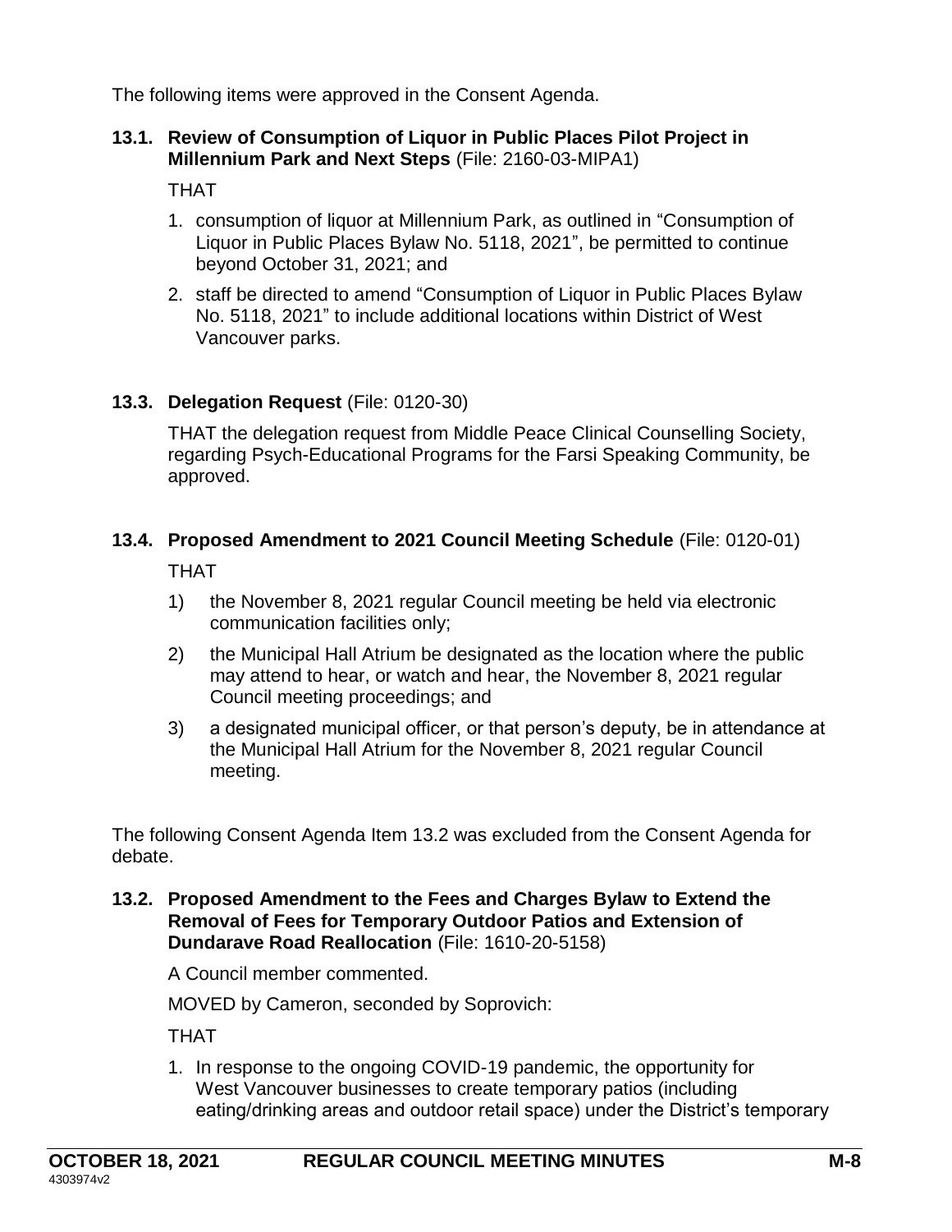The following items were approved in the Consent Agenda.

### 13.1. Review of Consumption of Liquor in Public Places Pilot Project in Millennium Park and Next Steps (File: 2160-03-MIPA1)

THAT

1. consumption of liquor at Millennium Park, as outlined in "Consumption of Liquor in Public Places Bylaw No. 5118, 2021", be permitted to continue beyond October 31, 2021; and
2. staff be directed to amend "Consumption of Liquor in Public Places Bylaw No. 5118, 2021" to include additional locations within District of West Vancouver parks.

### 13.3. Delegation Request (File: 0120-30)

THAT the delegation request from Middle Peace Clinical Counselling Society, regarding Psych-Educational Programs for the Farsi Speaking Community, be approved.

### 13.4. Proposed Amendment to 2021 Council Meeting Schedule (File: 0120-01)

THAT

1) the November 8, 2021 regular Council meeting be held via electronic communication facilities only;

2) the Municipal Hall Atrium be designated as the location where the public may attend to hear, or watch and hear, the November 8, 2021 regular Council meeting proceedings; and

3) a designated municipal officer, or that person's deputy, be in attendance at the Municipal Hall Atrium for the November 8, 2021 regular Council meeting.

The following Consent Agenda Item 13.2 was excluded from the Consent Agenda for debate.

### 13.2. Proposed Amendment to the Fees and Charges Bylaw to Extend the Removal of Fees for Temporary Outdoor Patios and Extension of Dundarave Road Reallocation (File: 1610-20-5158)

A Council member commented.

MOVED by Cameron, seconded by Soprovich:

THAT

1. In response to the ongoing COVID-19 pandemic, the opportunity for West Vancouver businesses to create temporary patios (including eating/drinking areas and outdoor retail space) under the District's temporary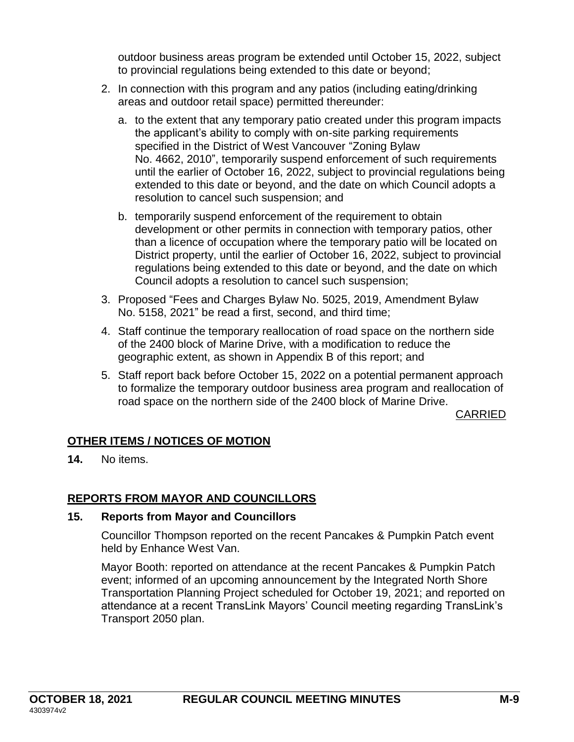outdoor business areas program be extended until October 15, 2022, subject to provincial regulations being extended to this date or beyond;

2. In connection with this program and any patios (including eating/drinking areas and outdoor retail space) permitted thereunder:

   a. to the extent that any temporary patio created under this program impacts the applicant's ability to comply with on-site parking requirements specified in the District of West Vancouver "Zoning Bylaw No. 4662, 2010", temporarily suspend enforcement of such requirements until the earlier of October 16, 2022, subject to provincial regulations being extended to this date or beyond, and the date on which Council adopts a resolution to cancel such suspension; and

   b. temporarily suspend enforcement of the requirement to obtain development or other permits in connection with temporary patios, other than a licence of occupation where the temporary patio will be located on District property, until the earlier of October 16, 2022, subject to provincial regulations being extended to this date or beyond, and the date on which Council adopts a resolution to cancel such suspension;

3. Proposed "Fees and Charges Bylaw No. 5025, 2019, Amendment Bylaw No. 5158, 2021" be read a first, second, and third time;

4. Staff continue the temporary reallocation of road space on the northern side of the 2400 block of Marine Drive, with a modification to reduce the geographic extent, as shown in Appendix B of this report; and

5. Staff report back before October 15, 2022 on a potential permanent approach to formalize the temporary outdoor business area program and reallocation of road space on the northern side of the 2400 block of Marine Drive.

CARRIED

## OTHER ITEMS / NOTICES OF MOTION

**14.** No items.

## REPORTS FROM MAYOR AND COUNCILLORS

### 15. Reports from Mayor and Councillors

Councillor Thompson reported on the recent Pancakes & Pumpkin Patch event held by Enhance West Van.

Mayor Booth: reported on attendance at the recent Pancakes & Pumpkin Patch event; informed of an upcoming announcement by the Integrated North Shore Transportation Planning Project scheduled for October 19, 2021; and reported on attendance at a recent TransLink Mayors' Council meeting regarding TransLink's Transport 2050 plan.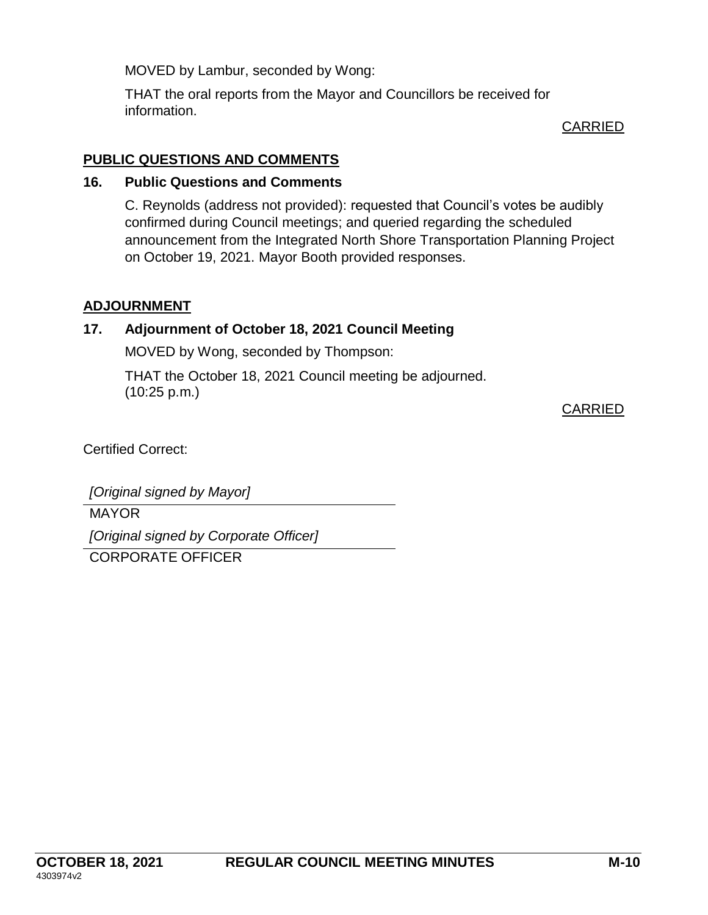MOVED by Lambur, seconded by Wong:

THAT the oral reports from the Mayor and Councillors be received for information.

CARRIED

## PUBLIC QUESTIONS AND COMMENTS

### 16. Public Questions and Comments

C. Reynolds (address not provided): requested that Council's votes be audibly confirmed during Council meetings; and queried regarding the scheduled announcement from the Integrated North Shore Transportation Planning Project on October 19, 2021. Mayor Booth provided responses.

## ADJOURNMENT

### 17. Adjournment of October 18, 2021 Council Meeting

MOVED by Wong, seconded by Thompson:

THAT the October 18, 2021 Council meeting be adjourned.
(10:25 p.m.)

CARRIED

Certified Correct:

*[Original signed by Mayor]*

MAYOR

*[Original signed by Corporate Officer]*

CORPORATE OFFICER